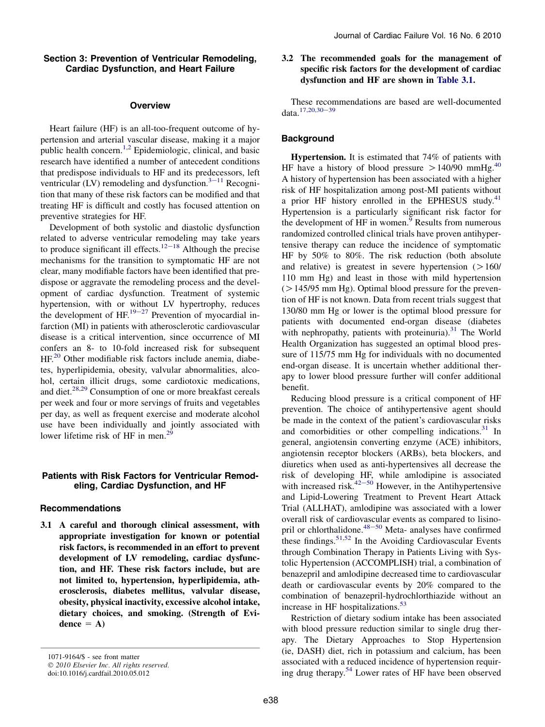## Section 3: Prevention of Ventricular Remodeling, Cardiac Dysfunction, and Heart Failure

### Overview

Heart failure (HF) is an all-too-frequent outcome of hypertension and arterial vascular disease, making it a major public health concern.[1,2] Epidemiologic, clinical, and basic research have identified a number of antecedent conditions that predispose individuals to HF and its predecessors, left ventricular (LV) remodeling and dysfunction.[3−11] Recognition that many of these risk factors can be modified and that treating HF is difficult and costly has focused attention on preventive strategies for HF.

Development of both systolic and diastolic dysfunction related to adverse ventricular remodeling may take years to produce significant ill effects.[12−18] Although the precise mechanisms for the transition to symptomatic HF are not clear, many modifiable factors have been identified that predispose or aggravate the remodeling process and the development of cardiac dysfunction. Treatment of systemic hypertension, with or without LV hypertrophy, reduces the development of HF.[19−27] Prevention of myocardial infarction (MI) in patients with atherosclerotic cardiovascular disease is a critical intervention, since occurrence of MI confers an 8- to 10-fold increased risk for subsequent HF.[20] Other modifiable risk factors include anemia, diabetes, hyperlipidemia, obesity, valvular abnormalities, alcohol, certain illicit drugs, some cardiotoxic medications, and diet.[28,29] Consumption of one or more breakfast cereals per week and four or more servings of fruits and vegetables per day, as well as frequent exercise and moderate alcohol use have been individually and jointly associated with lower lifetime risk of HF in men.[29]

### Patients with Risk Factors for Ventricular Remodeling, Cardiac Dysfunction, and HF

#### Recommendations

**3.1 A careful and thorough clinical assessment, with appropriate investigation for known or potential risk factors, is recommended in an effort to prevent development of LV remodeling, cardiac dysfunction, and HF. These risk factors include, but are not limited to, hypertension, hyperlipidemia, atherosclerosis, diabetes mellitus, valvular disease, obesity, physical inactivity, excessive alcohol intake, dietary choices, and smoking. (Strength of Evidence = A)**

**3.2 The recommended goals for the management of specific risk factors for the development of cardiac dysfunction and HF are shown in Table 3.1.**

These recommendations are based are well-documented data.[17,20,30−39]

#### Background

**Hypertension.** It is estimated that 74% of patients with HF have a history of blood pressure >140/90 mmHg.[40] A history of hypertension has been associated with a higher risk of HF hospitalization among post-MI patients without a prior HF history enrolled in the EPHESUS study.[41] Hypertension is a particularly significant risk factor for the development of HF in women.[9] Results from numerous randomized controlled clinical trials have proven antihypertensive therapy can reduce the incidence of symptomatic HF by 50% to 80%. The risk reduction (both absolute and relative) is greatest in severe hypertension (>160/110 mm Hg) and least in those with mild hypertension (>145/95 mm Hg). Optimal blood pressure for the prevention of HF is not known. Data from recent trials suggest that 130/80 mm Hg or lower is the optimal blood pressure for patients with documented end-organ disease (diabetes with nephropathy, patients with proteinuria).[31] The World Health Organization has suggested an optimal blood pressure of 115/75 mm Hg for individuals with no documented end-organ disease. It is uncertain whether additional therapy to lower blood pressure further will confer additional benefit.

Reducing blood pressure is a critical component of HF prevention. The choice of antihypertensive agent should be made in the context of the patient's cardiovascular risks and comorbidities or other compelling indications.[31] In general, angiotensin converting enzyme (ACE) inhibitors, angiotensin receptor blockers (ARBs), beta blockers, and diuretics when used as anti-hypertensives all decrease the risk of developing HF, while amlodipine is associated with increased risk.[42−50] However, in the Antihypertensive and Lipid-Lowering Treatment to Prevent Heart Attack Trial (ALLHAT), amlodipine was associated with a lower overall risk of cardiovascular events as compared to lisinopril or chlorthalidone.[48−50] Meta- analyses have confirmed these findings.[51,52] In the Avoiding Cardiovascular Events through Combination Therapy in Patients Living with Systolic Hypertension (ACCOMPLISH) trial, a combination of benazepril and amlodipine decreased time to cardiovascular death or cardiovascular events by 20% compared to the combination of benazepril-hydrochlorthiazide without an increase in HF hospitalizations.[53]

Restriction of dietary sodium intake has been associated with blood pressure reduction similar to single drug therapy. The Dietary Approaches to Stop Hypertension (ie, DASH) diet, rich in potassium and calcium, has been associated with a reduced incidence of hypertension requiring drug therapy.[54] Lower rates of HF have been observed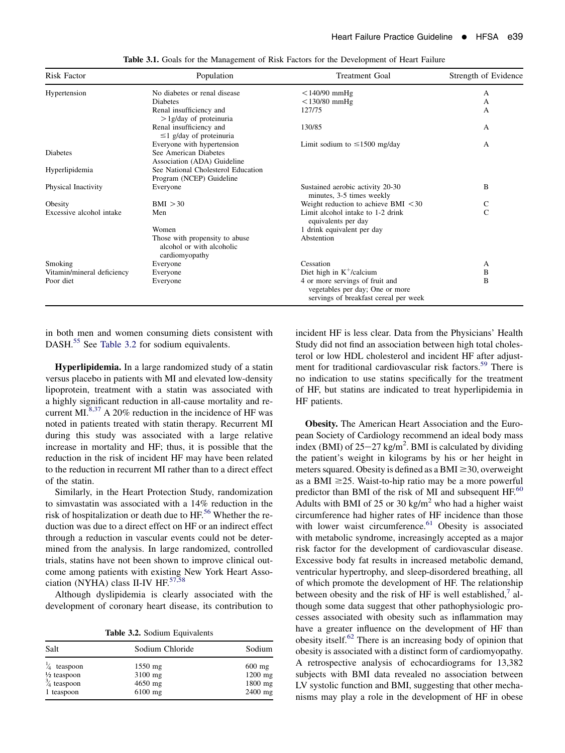**Table 3.1.** Goals for the Management of Risk Factors for the Development of Heart Failure

| Risk Factor | Population | Treatment Goal | Strength of Evidence |
|---|---|---|---|
| Hypertension | No diabetes or renal disease | <140/90 mmHg | A |
| | Diabetes | <130/80 mmHg | A |
| | Renal insufficiency and >1g/day of proteinuria | 127/75 | A |
| | Renal insufficiency and ≤1 g/day of proteinuria | 130/85 | A |
| | Everyone with hypertension | Limit sodium to ≤1500 mg/day | A |
| Diabetes | See American Diabetes Association (ADA) Guideline | | |
| Hyperlipidemia | See National Cholesterol Education Program (NCEP) Guideline | | |
| Physical Inactivity | Everyone | Sustained aerobic activity 20-30 minutes, 3-5 times weekly | B |
| Obesity | BMI >30 | Weight reduction to achieve BMI <30 | C |
| Excessive alcohol intake | Men | Limit alcohol intake to 1-2 drink equivalents per day | C |
| | Women | 1 drink equivalent per day | |
| | Those with propensity to abuse alcohol or with alcoholic cardiomyopathy | Abstention | |
| Smoking | Everyone | Cessation | A |
| Vitamin/mineral deficiency | Everyone | Diet high in $K^+$/calcium | B |
| Poor diet | Everyone | 4 or more servings of fruit and vegetables per day; One or more servings of breakfast cereal per week | B |

in both men and women consuming diets consistent with DASH.[55] See Table 3.2 for sodium equivalents.

**Hyperlipidemia.** In a large randomized study of a statin versus placebo in patients with MI and elevated low-density lipoprotein, treatment with a statin was associated with a highly significant reduction in all-cause mortality and recurrent MI.[8,37] A 20% reduction in the incidence of HF was noted in patients treated with statin therapy. Recurrent MI during this study was associated with a large relative increase in mortality and HF; thus, it is possible that the reduction in the risk of incident HF may have been related to the reduction in recurrent MI rather than to a direct effect of the statin.

Similarly, in the Heart Protection Study, randomization to simvastatin was associated with a 14% reduction in the risk of hospitalization or death due to HF.[56] Whether the reduction was due to a direct effect on HF or an indirect effect through a reduction in vascular events could not be determined from the analysis. In large randomized, controlled trials, statins have not been shown to improve clinical outcome among patients with existing New York Heart Association (NYHA) class II-IV HF.[57,58]

Although dyslipidemia is clearly associated with the development of coronary heart disease, its contribution to incident HF is less clear. Data from the Physicians' Health Study did not find an association between high total cholesterol or low HDL cholesterol and incident HF after adjustment for traditional cardiovascular risk factors.[59] There is no indication to use statins specifically for the treatment of HF, but statins are indicated to treat hyperlipidemia in HF patients.

**Table 3.2.** Sodium Equivalents

| Salt | Sodium Chloride | Sodium |
|---|---|---|
| ¼ teaspoon | 1550 mg | 600 mg |
| ½ teaspoon | 3100 mg | 1200 mg |
| ¾ teaspoon | 4650 mg | 1800 mg |
| 1 teaspoon | 6100 mg | 2400 mg |

**Obesity.** The American Heart Association and the European Society of Cardiology recommend an ideal body mass index (BMI) of 25−27 $kg/m^2$. BMI is calculated by dividing the patient's weight in kilograms by his or her height in meters squared. Obesity is defined as a BMI ≥30, overweight as a BMI ≥25. Waist-to-hip ratio may be a more powerful predictor than BMI of the risk of MI and subsequent HF.[60] Adults with BMI of 25 or 30 $kg/m^2$ who had a higher waist circumference had higher rates of HF incidence than those with lower waist circumference.[61] Obesity is associated with metabolic syndrome, increasingly accepted as a major risk factor for the development of cardiovascular disease. Excessive body fat results in increased metabolic demand, ventricular hypertrophy, and sleep-disordered breathing, all of which promote the development of HF. The relationship between obesity and the risk of HF is well established,[7] although some data suggest that other pathophysiologic processes associated with obesity such as inflammation may have a greater influence on the development of HF than obesity itself.[62] There is an increasing body of opinion that obesity is associated with a distinct form of cardiomyopathy. A retrospective analysis of echocardiograms for 13,382 subjects with BMI data revealed no association between LV systolic function and BMI, suggesting that other mechanisms may play a role in the development of HF in obese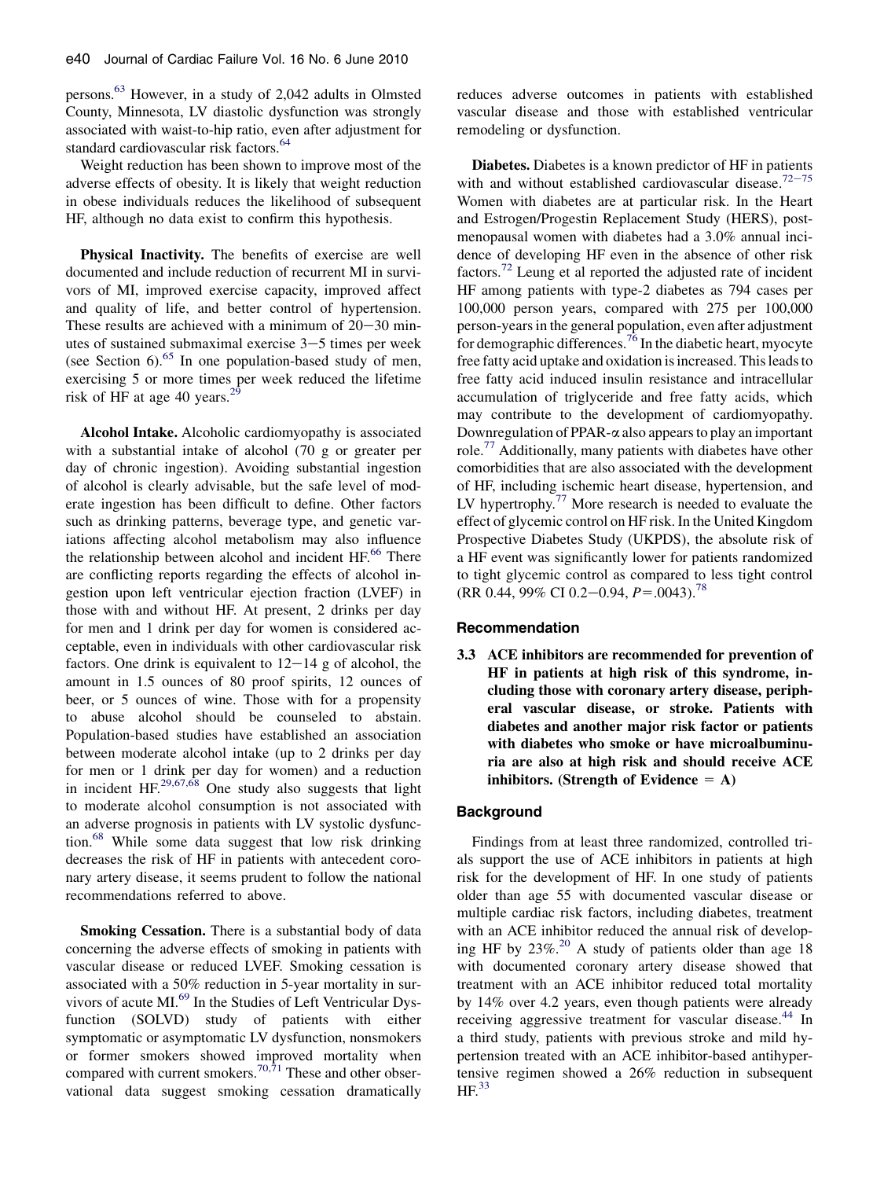persons.[63] However, in a study of 2,042 adults in Olmsted County, Minnesota, LV diastolic dysfunction was strongly associated with waist-to-hip ratio, even after adjustment for standard cardiovascular risk factors.[64]

Weight reduction has been shown to improve most of the adverse effects of obesity. It is likely that weight reduction in obese individuals reduces the likelihood of subsequent HF, although no data exist to confirm this hypothesis.

**Physical Inactivity.** The benefits of exercise are well documented and include reduction of recurrent MI in survivors of MI, improved exercise capacity, improved affect and quality of life, and better control of hypertension. These results are achieved with a minimum of 20–30 minutes of sustained submaximal exercise 3–5 times per week (see Section 6).[65] In one population-based study of men, exercising 5 or more times per week reduced the lifetime risk of HF at age 40 years.[29]

**Alcohol Intake.** Alcoholic cardiomyopathy is associated with a substantial intake of alcohol (70 g or greater per day of chronic ingestion). Avoiding substantial ingestion of alcohol is clearly advisable, but the safe level of moderate ingestion has been difficult to define. Other factors such as drinking patterns, beverage type, and genetic variations affecting alcohol metabolism may also influence the relationship between alcohol and incident HF.[66] There are conflicting reports regarding the effects of alcohol ingestion upon left ventricular ejection fraction (LVEF) in those with and without HF. At present, 2 drinks per day for men and 1 drink per day for women is considered acceptable, even in individuals with other cardiovascular risk factors. One drink is equivalent to 12–14 g of alcohol, the amount in 1.5 ounces of 80 proof spirits, 12 ounces of beer, or 5 ounces of wine. Those with for a propensity to abuse alcohol should be counseled to abstain. Population-based studies have established an association between moderate alcohol intake (up to 2 drinks per day for men or 1 drink per day for women) and a reduction in incident HF.[29,67,68] One study also suggests that light to moderate alcohol consumption is not associated with an adverse prognosis in patients with LV systolic dysfunction.[68] While some data suggest that low risk drinking decreases the risk of HF in patients with antecedent coronary artery disease, it seems prudent to follow the national recommendations referred to above.

**Smoking Cessation.** There is a substantial body of data concerning the adverse effects of smoking in patients with vascular disease or reduced LVEF. Smoking cessation is associated with a 50% reduction in 5-year mortality in survivors of acute MI.[69] In the Studies of Left Ventricular Dysfunction (SOLVD) study of patients with either symptomatic or asymptomatic LV dysfunction, nonsmokers or former smokers showed improved mortality when compared with current smokers.[70,71] These and other observational data suggest smoking cessation dramatically reduces adverse outcomes in patients with established vascular disease and those with established ventricular remodeling or dysfunction.

**Diabetes.** Diabetes is a known predictor of HF in patients with and without established cardiovascular disease.[72–75] Women with diabetes are at particular risk. In the Heart and Estrogen/Progestin Replacement Study (HERS), postmenopausal women with diabetes had a 3.0% annual incidence of developing HF even in the absence of other risk factors.[72] Leung et al reported the adjusted rate of incident HF among patients with type-2 diabetes as 794 cases per 100,000 person years, compared with 275 per 100,000 person-years in the general population, even after adjustment for demographic differences.[76] In the diabetic heart, myocyte free fatty acid uptake and oxidation is increased. This leads to free fatty acid induced insulin resistance and intracellular accumulation of triglyceride and free fatty acids, which may contribute to the development of cardiomyopathy. Downregulation of PPAR-$\alpha$ also appears to play an important role.[77] Additionally, many patients with diabetes have other comorbidities that are also associated with the development of HF, including ischemic heart disease, hypertension, and LV hypertrophy.[77] More research is needed to evaluate the effect of glycemic control on HF risk. In the United Kingdom Prospective Diabetes Study (UKPDS), the absolute risk of a HF event was significantly lower for patients randomized to tight glycemic control as compared to less tight control (RR 0.44, 99% CI 0.2–0.94, $P = .0043$).[78]

### Recommendation

**3.3 ACE inhibitors are recommended for prevention of HF in patients at high risk of this syndrome, including those with coronary artery disease, peripheral vascular disease, or stroke. Patients with diabetes and another major risk factor or patients with diabetes who smoke or have microalbuminuria are also at high risk and should receive ACE inhibitors. (Strength of Evidence = A)**

### Background

Findings from at least three randomized, controlled trials support the use of ACE inhibitors in patients at high risk for the development of HF. In one study of patients older than age 55 with documented vascular disease or multiple cardiac risk factors, including diabetes, treatment with an ACE inhibitor reduced the annual risk of developing HF by 23%.[20] A study of patients older than age 18 with documented coronary artery disease showed that treatment with an ACE inhibitor reduced total mortality by 14% over 4.2 years, even though patients were already receiving aggressive treatment for vascular disease.[44] In a third study, patients with previous stroke and mild hypertension treated with an ACE inhibitor-based antihypertensive regimen showed a 26% reduction in subsequent HF.[33]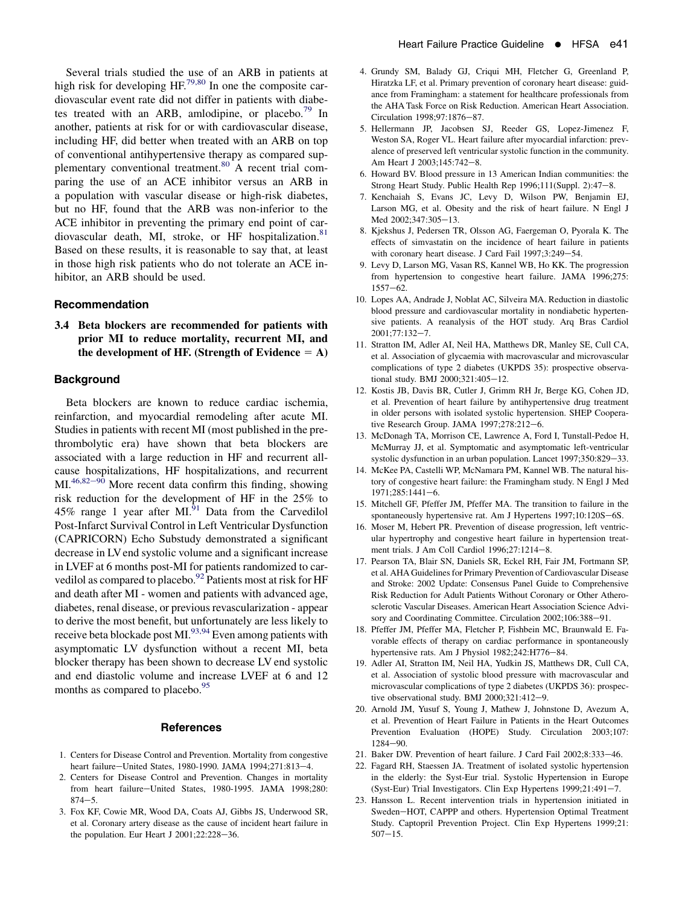Several trials studied the use of an ARB in patients at high risk for developing HF.[79,80] In one the composite cardiovascular event rate did not differ in patients with diabetes treated with an ARB, amlodipine, or placebo.[79] In another, patients at risk for or with cardiovascular disease, including HF, did better when treated with an ARB on top of conventional antihypertensive therapy as compared supplementary conventional treatment.[80] A recent trial comparing the use of an ACE inhibitor versus an ARB in a population with vascular disease or high-risk diabetes, but no HF, found that the ARB was non-inferior to the ACE inhibitor in preventing the primary end point of cardiovascular death, MI, stroke, or HF hospitalization.[81] Based on these results, it is reasonable to say that, at least in those high risk patients who do not tolerate an ACE inhibitor, an ARB should be used.

### Recommendation

**3.4 Beta blockers are recommended for patients with prior MI to reduce mortality, recurrent MI, and the development of HF. (Strength of Evidence = A)**

### Background

Beta blockers are known to reduce cardiac ischemia, reinfarction, and myocardial remodeling after acute MI. Studies in patients with recent MI (most published in the prethrombolytic era) have shown that beta blockers are associated with a large reduction in HF and recurrent all-cause hospitalizations, HF hospitalizations, and recurrent MI.[46,82–90] More recent data confirm this finding, showing risk reduction for the development of HF in the 25% to 45% range 1 year after MI.[91] Data from the Carvedilol Post-Infarct Survival Control in Left Ventricular Dysfunction (CAPRICORN) Echo Substudy demonstrated a significant decrease in LV end systolic volume and a significant increase in LVEF at 6 months post-MI for patients randomized to carvedilol as compared to placebo.[92] Patients most at risk for HF and death after MI - women and patients with advanced age, diabetes, renal disease, or previous revascularization - appear to derive the most benefit, but unfortunately are less likely to receive beta blockade post MI.[93,94] Even among patients with asymptomatic LV dysfunction without a recent MI, beta blocker therapy has been shown to decrease LV end systolic and end diastolic volume and increase LVEF at 6 and 12 months as compared to placebo.[95]

## References

1. Centers for Disease Control and Prevention. Mortality from congestive heart failure—United States, 1980-1990. JAMA 1994;271:813—4.
2. Centers for Disease Control and Prevention. Changes in mortality from heart failure—United States, 1980-1995. JAMA 1998;280:874—5.
3. Fox KF, Cowie MR, Wood DA, Coats AJ, Gibbs JS, Underwood SR, et al. Coronary artery disease as the cause of incident heart failure in the population. Eur Heart J 2001;22:228—36.
4. Grundy SM, Balady GJ, Criqui MH, Fletcher G, Greenland P, Hiratzka LF, et al. Primary prevention of coronary heart disease: guidance from Framingham: a statement for healthcare professionals from the AHA Task Force on Risk Reduction. American Heart Association. Circulation 1998;97:1876—87.
5. Hellermann JP, Jacobsen SJ, Reeder GS, Lopez-Jimenez F, Weston SA, Roger VL. Heart failure after myocardial infarction: prevalence of preserved left ventricular systolic function in the community. Am Heart J 2003;145:742—8.
6. Howard BV. Blood pressure in 13 American Indian communities: the Strong Heart Study. Public Health Rep 1996;111(Suppl. 2):47—8.
7. Kenchaiah S, Evans JC, Levy D, Wilson PW, Benjamin EJ, Larson MG, et al. Obesity and the risk of heart failure. N Engl J Med 2002;347:305—13.
8. Kjekshus J, Pedersen TR, Olsson AG, Faergeman O, Pyorala K. The effects of simvastatin on the incidence of heart failure in patients with coronary heart disease. J Card Fail 1997;3:249—54.
9. Levy D, Larson MG, Vasan RS, Kannel WB, Ho KK. The progression from hypertension to congestive heart failure. JAMA 1996;275:1557—62.
10. Lopes AA, Andrade J, Noblat AC, Silveira MA. Reduction in diastolic blood pressure and cardiovascular mortality in nondiabetic hypertensive patients. A reanalysis of the HOT study. Arq Bras Cardiol 2001;77:132—7.
11. Stratton IM, Adler AI, Neil HA, Matthews DR, Manley SE, Cull CA, et al. Association of glycaemia with macrovascular and microvascular complications of type 2 diabetes (UKPDS 35): prospective observational study. BMJ 2000;321:405—12.
12. Kostis JB, Davis BR, Cutler J, Grimm RH Jr, Berge KG, Cohen JD, et al. Prevention of heart failure by antihypertensive drug treatment in older persons with isolated systolic hypertension. SHEP Cooperative Research Group. JAMA 1997;278:212—6.
13. McDonagh TA, Morrison CE, Lawrence A, Ford I, Tunstall-Pedoe H, McMurray JJ, et al. Symptomatic and asymptomatic left-ventricular systolic dysfunction in an urban population. Lancet 1997;350:829—33.
14. McKee PA, Castelli WP, McNamara PM, Kannel WB. The natural history of congestive heart failure: the Framingham study. N Engl J Med 1971;285:1441—6.
15. Mitchell GF, Pfeffer JM, Pfeffer MA. The transition to failure in the spontaneously hypertensive rat. Am J Hypertens 1997;10:120S—6S.
16. Moser M, Hebert PR. Prevention of disease progression, left ventricular hypertrophy and congestive heart failure in hypertension treatment trials. J Am Coll Cardiol 1996;27:1214—8.
17. Pearson TA, Blair SN, Daniels SR, Eckel RH, Fair JM, Fortmann SP, et al. AHA Guidelines for Primary Prevention of Cardiovascular Disease and Stroke: 2002 Update: Consensus Panel Guide to Comprehensive Risk Reduction for Adult Patients Without Coronary or Other Atherosclerotic Vascular Diseases. American Heart Association Science Advisory and Coordinating Committee. Circulation 2002;106:388—91.
18. Pfeffer JM, Pfeffer MA, Fletcher P, Fishbein MC, Braunwald E. Favorable effects of therapy on cardiac performance in spontaneously hypertensive rats. Am J Physiol 1982;242:H776—84.
19. Adler AI, Stratton IM, Neil HA, Yudkin JS, Matthews DR, Cull CA, et al. Association of systolic blood pressure with macrovascular and microvascular complications of type 2 diabetes (UKPDS 36): prospective observational study. BMJ 2000;321:412—9.
20. Arnold JM, Yusuf S, Young J, Mathew J, Johnstone D, Avezum A, et al. Prevention of Heart Failure in Patients in the Heart Outcomes Prevention Evaluation (HOPE) Study. Circulation 2003;107:1284—90.
21. Baker DW. Prevention of heart failure. J Card Fail 2002;8:333—46.
22. Fagard RH, Staessen JA. Treatment of isolated systolic hypertension in the elderly: the Syst-Eur trial. Systolic Hypertension in Europe (Syst-Eur) Trial Investigators. Clin Exp Hypertens 1999;21:491—7.
23. Hansson L. Recent intervention trials in hypertension initiated in Sweden—HOT, CAPPP and others. Hypertension Optimal Treatment Study. Captopril Prevention Project. Clin Exp Hypertens 1999;21:507—15.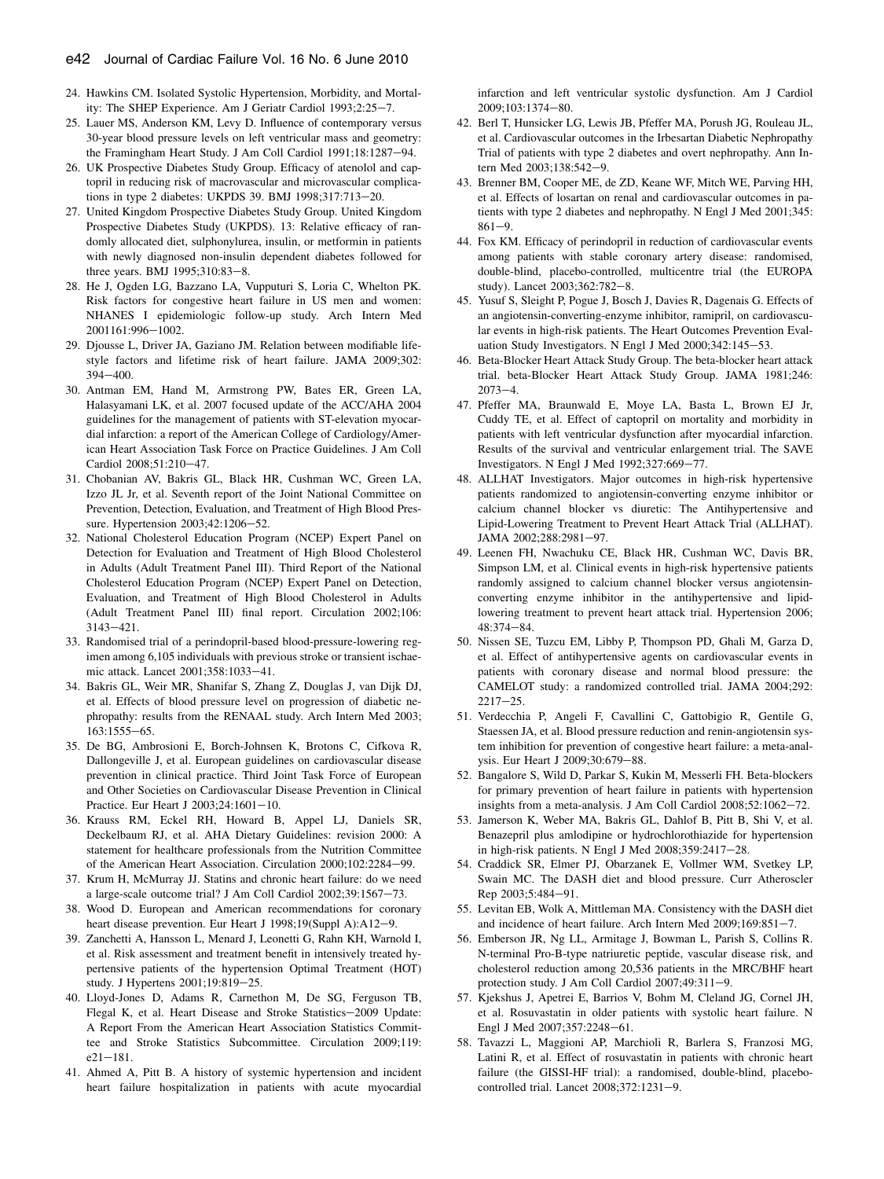24. Hawkins CM. Isolated Systolic Hypertension, Morbidity, and Mortality: The SHEP Experience. Am J Geriatr Cardiol 1993;2:25–7.
25. Lauer MS, Anderson KM, Levy D. Influence of contemporary versus 30-year blood pressure levels on left ventricular mass and geometry: the Framingham Heart Study. J Am Coll Cardiol 1991;18:1287–94.
26. UK Prospective Diabetes Study Group. Efficacy of atenolol and captopril in reducing risk of macrovascular and microvascular complications in type 2 diabetes: UKPDS 39. BMJ 1998;317:713–20.
27. United Kingdom Prospective Diabetes Study Group. United Kingdom Prospective Diabetes Study (UKPDS). 13: Relative efficacy of randomly allocated diet, sulphonylurea, insulin, or metformin in patients with newly diagnosed non-insulin dependent diabetes followed for three years. BMJ 1995;310:83–8.
28. He J, Ogden LG, Bazzano LA, Vupputuri S, Loria C, Whelton PK. Risk factors for congestive heart failure in US men and women: NHANES I epidemiologic follow-up study. Arch Intern Med 2001161:996–1002.
29. Djousse L, Driver JA, Gaziano JM. Relation between modifiable lifestyle factors and lifetime risk of heart failure. JAMA 2009;302: 394–400.
30. Antman EM, Hand M, Armstrong PW, Bates ER, Green LA, Halasyamani LK, et al. 2007 focused update of the ACC/AHA 2004 guidelines for the management of patients with ST-elevation myocardial infarction: a report of the American College of Cardiology/American Heart Association Task Force on Practice Guidelines. J Am Coll Cardiol 2008;51:210–47.
31. Chobanian AV, Bakris GL, Black HR, Cushman WC, Green LA, Izzo JL Jr, et al. Seventh report of the Joint National Committee on Prevention, Detection, Evaluation, and Treatment of High Blood Pressure. Hypertension 2003;42:1206–52.
32. National Cholesterol Education Program (NCEP) Expert Panel on Detection for Evaluation and Treatment of High Blood Cholesterol in Adults (Adult Treatment Panel III). Third Report of the National Cholesterol Education Program (NCEP) Expert Panel on Detection, Evaluation, and Treatment of High Blood Cholesterol in Adults (Adult Treatment Panel III) final report. Circulation 2002;106: 3143–421.
33. Randomised trial of a perindopril-based blood-pressure-lowering regimen among 6,105 individuals with previous stroke or transient ischaemic attack. Lancet 2001;358:1033–41.
34. Bakris GL, Weir MR, Shanifar S, Zhang Z, Douglas J, van Dijk DJ, et al. Effects of blood pressure level on progression of diabetic nephropathy: results from the RENAAL study. Arch Intern Med 2003; 163:1555–65.
35. De BG, Ambrosioni E, Borch-Johnsen K, Brotons C, Cifkova R, Dallongeville J, et al. European guidelines on cardiovascular disease prevention in clinical practice. Third Joint Task Force of European and Other Societies on Cardiovascular Disease Prevention in Clinical Practice. Eur Heart J 2003;24:1601–10.
36. Krauss RM, Eckel RH, Howard B, Appel LJ, Daniels SR, Deckelbaum RJ, et al. AHA Dietary Guidelines: revision 2000: A statement for healthcare professionals from the Nutrition Committee of the American Heart Association. Circulation 2000;102:2284–99.
37. Krum H, McMurray JJ. Statins and chronic heart failure: do we need a large-scale outcome trial? J Am Coll Cardiol 2002;39:1567–73.
38. Wood D. European and American recommendations for coronary heart disease prevention. Eur Heart J 1998;19(Suppl A):A12–9.
39. Zanchetti A, Hansson L, Menard J, Leonetti G, Rahn KH, Warnold I, et al. Risk assessment and treatment benefit in intensively treated hypertensive patients of the hypertension Optimal Treatment (HOT) study. J Hypertens 2001;19:819–25.
40. Lloyd-Jones D, Adams R, Carnethon M, De SG, Ferguson TB, Flegal K, et al. Heart Disease and Stroke Statistics—2009 Update: A Report From the American Heart Association Statistics Committee and Stroke Statistics Subcommittee. Circulation 2009;119: e21–181.
41. Ahmed A, Pitt B. A history of systemic hypertension and incident heart failure hospitalization in patients with acute myocardial infarction and left ventricular systolic dysfunction. Am J Cardiol 2009;103:1374–80.
42. Berl T, Hunsicker LG, Lewis JB, Pfeffer MA, Porush JG, Rouleau JL, et al. Cardiovascular outcomes in the Irbesartan Diabetic Nephropathy Trial of patients with type 2 diabetes and overt nephropathy. Ann Intern Med 2003;138:542–9.
43. Brenner BM, Cooper ME, de ZD, Keane WF, Mitch WE, Parving HH, et al. Effects of losartan on renal and cardiovascular outcomes in patients with type 2 diabetes and nephropathy. N Engl J Med 2001;345: 861–9.
44. Fox KM. Efficacy of perindopril in reduction of cardiovascular events among patients with stable coronary artery disease: randomised, double-blind, placebo-controlled, multicentre trial (the EUROPA study). Lancet 2003;362:782–8.
45. Yusuf S, Sleight P, Pogue J, Bosch J, Davies R, Dagenais G. Effects of an angiotensin-converting-enzyme inhibitor, ramipril, on cardiovascular events in high-risk patients. The Heart Outcomes Prevention Evaluation Study Investigators. N Engl J Med 2000;342:145–53.
46. Beta-Blocker Heart Attack Study Group. The beta-blocker heart attack trial. beta-Blocker Heart Attack Study Group. JAMA 1981;246: 2073–4.
47. Pfeffer MA, Braunwald E, Moye LA, Basta L, Brown EJ Jr, Cuddy TE, et al. Effect of captopril on mortality and morbidity in patients with left ventricular dysfunction after myocardial infarction. Results of the survival and ventricular enlargement trial. The SAVE Investigators. N Engl J Med 1992;327:669–77.
48. ALLHAT Investigators. Major outcomes in high-risk hypertensive patients randomized to angiotensin-converting enzyme inhibitor or calcium channel blocker vs diuretic: The Antihypertensive and Lipid-Lowering Treatment to Prevent Heart Attack Trial (ALLHAT). JAMA 2002;288:2981–97.
49. Leenen FH, Nwachuku CE, Black HR, Cushman WC, Davis BR, Simpson LM, et al. Clinical events in high-risk hypertensive patients randomly assigned to calcium channel blocker versus angiotensin-converting enzyme inhibitor in the antihypertensive and lipid-lowering treatment to prevent heart attack trial. Hypertension 2006; 48:374–84.
50. Nissen SE, Tuzcu EM, Libby P, Thompson PD, Ghali M, Garza D, et al. Effect of antihypertensive agents on cardiovascular events in patients with coronary disease and normal blood pressure: the CAMELOT study: a randomized controlled trial. JAMA 2004;292: 2217–25.
51. Verdecchia P, Angeli F, Cavallini C, Gattobigio R, Gentile G, Staessen JA, et al. Blood pressure reduction and renin-angiotensin system inhibition for prevention of congestive heart failure: a meta-analysis. Eur Heart J 2009;30:679–88.
52. Bangalore S, Wild D, Parkar S, Kukin M, Messerli FH. Beta-blockers for primary prevention of heart failure in patients with hypertension insights from a meta-analysis. J Am Coll Cardiol 2008;52:1062–72.
53. Jamerson K, Weber MA, Bakris GL, Dahlof B, Pitt B, Shi V, et al. Benazepril plus amlodipine or hydrochlorothiazide for hypertension in high-risk patients. N Engl J Med 2008;359:2417–28.
54. Craddick SR, Elmer PJ, Obarzanek E, Vollmer WM, Svetkey LP, Swain MC. The DASH diet and blood pressure. Curr Atheroscler Rep 2003;5:484–91.
55. Levitan EB, Wolk A, Mittleman MA. Consistency with the DASH diet and incidence of heart failure. Arch Intern Med 2009;169:851–7.
56. Emberson JR, Ng LL, Armitage J, Bowman L, Parish S, Collins R. N-terminal Pro-B-type natriuretic peptide, vascular disease risk, and cholesterol reduction among 20,536 patients in the MRC/BHF heart protection study. J Am Coll Cardiol 2007;49:311–9.
57. Kjekshus J, Apetrei E, Barrios V, Bohm M, Cleland JG, Cornel JH, et al. Rosuvastatin in older patients with systolic heart failure. N Engl J Med 2007;357:2248–61.
58. Tavazzi L, Maggioni AP, Marchioli R, Barlera S, Franzosi MG, Latini R, et al. Effect of rosuvastatin in patients with chronic heart failure (the GISSI-HF trial): a randomised, double-blind, placebo-controlled trial. Lancet 2008;372:1231–9.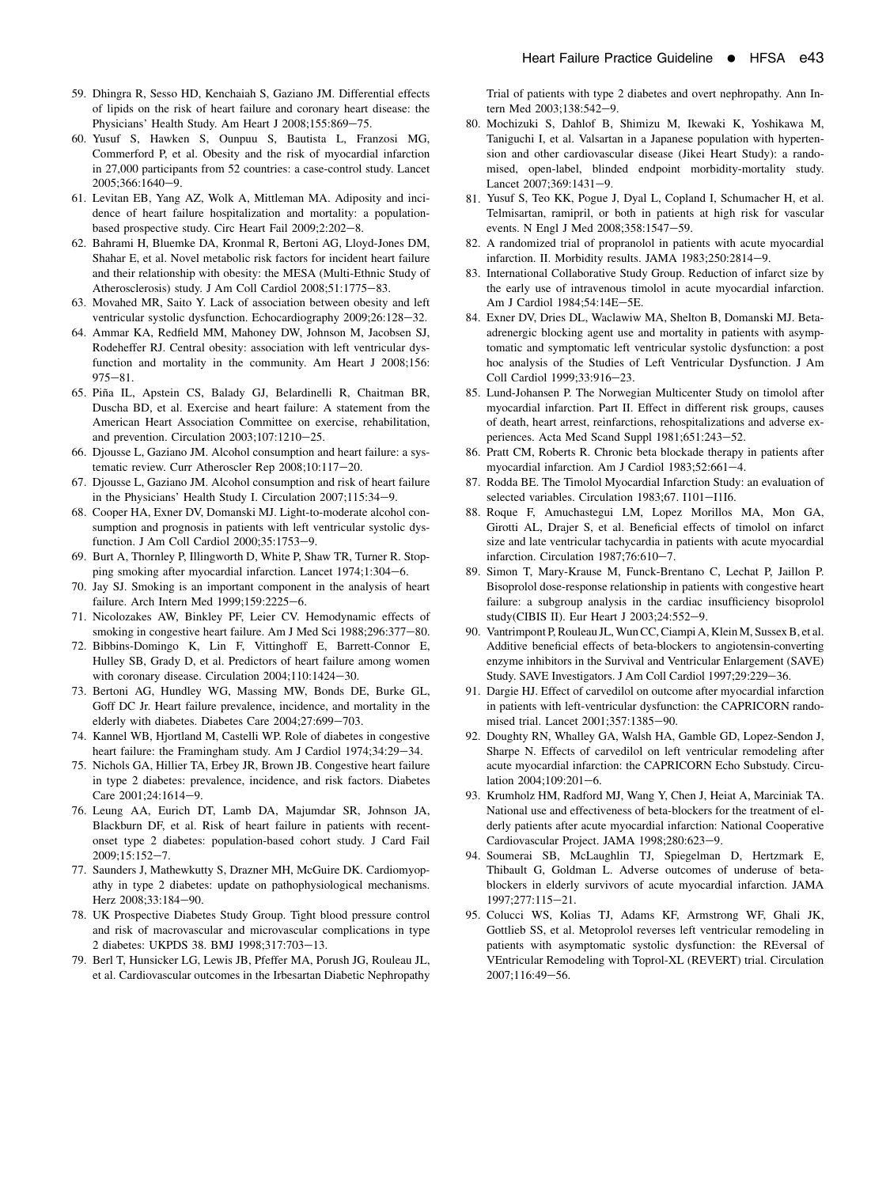59. Dhingra R, Sesso HD, Kenchaiah S, Gaziano JM. Differential effects of lipids on the risk of heart failure and coronary heart disease: the Physicians' Health Study. Am Heart J 2008;155:869–75.
60. Yusuf S, Hawken S, Ounpuu S, Bautista L, Franzosi MG, Commerford P, et al. Obesity and the risk of myocardial infarction in 27,000 participants from 52 countries: a case-control study. Lancet 2005;366:1640–9.
61. Levitan EB, Yang AZ, Wolk A, Mittleman MA. Adiposity and incidence of heart failure hospitalization and mortality: a population-based prospective study. Circ Heart Fail 2009;2:202–8.
62. Bahrami H, Bluemke DA, Kronmal R, Bertoni AG, Lloyd-Jones DM, Shahar E, et al. Novel metabolic risk factors for incident heart failure and their relationship with obesity: the MESA (Multi-Ethnic Study of Atherosclerosis) study. J Am Coll Cardiol 2008;51:1775–83.
63. Movahed MR, Saito Y. Lack of association between obesity and left ventricular systolic dysfunction. Echocardiography 2009;26:128–32.
64. Ammar KA, Redfield MM, Mahoney DW, Johnson M, Jacobsen SJ, Rodeheffer RJ. Central obesity: association with left ventricular dysfunction and mortality in the community. Am Heart J 2008;156: 975–81.
65. Piña IL, Apstein CS, Balady GJ, Belardinelli R, Chaitman BR, Duscha BD, et al. Exercise and heart failure: A statement from the American Heart Association Committee on exercise, rehabilitation, and prevention. Circulation 2003;107:1210–25.
66. Djousse L, Gaziano JM. Alcohol consumption and heart failure: a systematic review. Curr Atheroscler Rep 2008;10:117–20.
67. Djousse L, Gaziano JM. Alcohol consumption and risk of heart failure in the Physicians' Health Study I. Circulation 2007;115:34–9.
68. Cooper HA, Exner DV, Domanski MJ. Light-to-moderate alcohol consumption and prognosis in patients with left ventricular systolic dysfunction. J Am Coll Cardiol 2000;35:1753–9.
69. Burt A, Thornley P, Illingworth D, White P, Shaw TR, Turner R. Stopping smoking after myocardial infarction. Lancet 1974;1:304–6.
70. Jay SJ. Smoking is an important component in the analysis of heart failure. Arch Intern Med 1999;159:2225–6.
71. Nicolozakes AW, Binkley PF, Leier CV. Hemodynamic effects of smoking in congestive heart failure. Am J Med Sci 1988;296:377–80.
72. Bibbins-Domingo K, Lin F, Vittinghoff E, Barrett-Connor E, Hulley SB, Grady D, et al. Predictors of heart failure among women with coronary disease. Circulation 2004;110:1424–30.
73. Bertoni AG, Hundley WG, Massing MW, Bonds DE, Burke GL, Goff DC Jr. Heart failure prevalence, incidence, and mortality in the elderly with diabetes. Diabetes Care 2004;27:699–703.
74. Kannel WB, Hjortland M, Castelli WP. Role of diabetes in congestive heart failure: the Framingham study. Am J Cardiol 1974;34:29–34.
75. Nichols GA, Hillier TA, Erbey JR, Brown JB. Congestive heart failure in type 2 diabetes: prevalence, incidence, and risk factors. Diabetes Care 2001;24:1614–9.
76. Leung AA, Eurich DT, Lamb DA, Majumdar SR, Johnson JA, Blackburn DF, et al. Risk of heart failure in patients with recent-onset type 2 diabetes: population-based cohort study. J Card Fail 2009;15:152–7.
77. Saunders J, Mathewkutty S, Drazner MH, McGuire DK. Cardiomyopathy in type 2 diabetes: update on pathophysiological mechanisms. Herz 2008;33:184–90.
78. UK Prospective Diabetes Study Group. Tight blood pressure control and risk of macrovascular and microvascular complications in type 2 diabetes: UKPDS 38. BMJ 1998;317:703–13.
79. Berl T, Hunsicker LG, Lewis JB, Pfeffer MA, Porush JG, Rouleau JL, et al. Cardiovascular outcomes in the Irbesartan Diabetic Nephropathy Trial of patients with type 2 diabetes and overt nephropathy. Ann Intern Med 2003;138:542–9.
80. Mochizuki S, Dahlof B, Shimizu M, Ikewaki K, Yoshikawa M, Taniguchi I, et al. Valsartan in a Japanese population with hypertension and other cardiovascular disease (Jikei Heart Study): a randomised, open-label, blinded endpoint morbidity-mortality study. Lancet 2007;369:1431–9.
81. Yusuf S, Teo KK, Pogue J, Dyal L, Copland I, Schumacher H, et al. Telmisartan, ramipril, or both in patients at high risk for vascular events. N Engl J Med 2008;358:1547–59.
82. A randomized trial of propranolol in patients with acute myocardial infarction. II. Morbidity results. JAMA 1983;250:2814–9.
83. International Collaborative Study Group. Reduction of infarct size by the early use of intravenous timolol in acute myocardial infarction. Am J Cardiol 1984;54:14E–5E.
84. Exner DV, Dries DL, Waclawiw MA, Shelton B, Domanski MJ. Beta-adrenergic blocking agent use and mortality in patients with asymptomatic and symptomatic left ventricular systolic dysfunction: a post hoc analysis of the Studies of Left Ventricular Dysfunction. J Am Coll Cardiol 1999;33:916–23.
85. Lund-Johansen P. The Norwegian Multicenter Study on timolol after myocardial infarction. Part II. Effect in different risk groups, causes of death, heart arrest, reinfarctions, rehospitalizations and adverse experiences. Acta Med Scand Suppl 1981;651:243–52.
86. Pratt CM, Roberts R. Chronic beta blockade therapy in patients after myocardial infarction. Am J Cardiol 1983;52:661–4.
87. Rodda BE. The Timolol Myocardial Infarction Study: an evaluation of selected variables. Circulation 1983;67. I101–I1I6.
88. Roque F, Amuchastegui LM, Lopez Morillos MA, Mon GA, Girotti AL, Drajer S, et al. Beneficial effects of timolol on infarct size and late ventricular tachycardia in patients with acute myocardial infarction. Circulation 1987;76:610–7.
89. Simon T, Mary-Krause M, Funck-Brentano C, Lechat P, Jaillon P. Bisoprolol dose-response relationship in patients with congestive heart failure: a subgroup analysis in the cardiac insufficiency bisoprolol study(CIBIS II). Eur Heart J 2003;24:552–9.
90. Vantrimpont P, Rouleau JL, Wun CC, Ciampi A, Klein M, Sussex B, et al. Additive beneficial effects of beta-blockers to angiotensin-converting enzyme inhibitors in the Survival and Ventricular Enlargement (SAVE) Study. SAVE Investigators. J Am Coll Cardiol 1997;29:229–36.
91. Dargie HJ. Effect of carvedilol on outcome after myocardial infarction in patients with left-ventricular dysfunction: the CAPRICORN randomised trial. Lancet 2001;357:1385–90.
92. Doughty RN, Whalley GA, Walsh HA, Gamble GD, Lopez-Sendon J, Sharpe N. Effects of carvedilol on left ventricular remodeling after acute myocardial infarction: the CAPRICORN Echo Substudy. Circulation 2004;109:201–6.
93. Krumholz HM, Radford MJ, Wang Y, Chen J, Heiat A, Marciniak TA. National use and effectiveness of beta-blockers for the treatment of elderly patients after acute myocardial infarction: National Cooperative Cardiovascular Project. JAMA 1998;280:623–9.
94. Soumerai SB, McLaughlin TJ, Spiegelman D, Hertzmark E, Thibault G, Goldman L. Adverse outcomes of underuse of beta-blockers in elderly survivors of acute myocardial infarction. JAMA 1997;277:115–21.
95. Colucci WS, Kolias TJ, Adams KF, Armstrong WF, Ghali JK, Gottlieb SS, et al. Metoprolol reverses left ventricular remodeling in patients with asymptomatic systolic dysfunction: the REversal of VEntricular Remodeling with Toprol-XL (REVERT) trial. Circulation 2007;116:49–56.